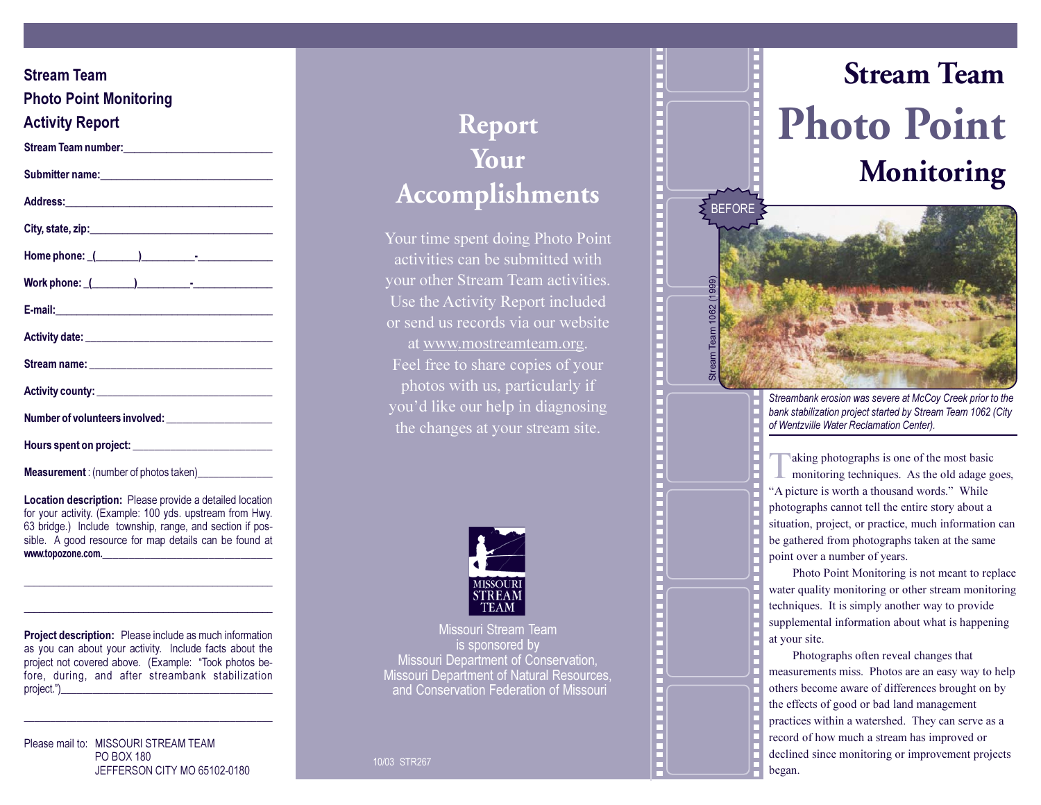## Stream Team Photo Point Monitoring Activity Report

**Stream Team number:**___________________________

**Submitter name:**______________________________

**Address:**_____________________________________

**City, state, zip:**________________________________

**Home phone:** _(________)__________-______________

**Work phone:** _(________)__________-______________

**E-mail:**______________________________________

**Activity date:** _________________________________

**Stream name:** _________________________________

**Activity county:** _______________________________

**Number of volunteers involved:** ___________________

**Hours spent on project:** __________________________

**Measurement** : (number of photos taken)______________

**Location description:** Please provide a detailed location for your activity. (Example: 100 yds. upstream from Hwy. 63 bridge.) Include township, range, and section if possible. A good resource for map details can be found at **www.topozone.com.**________________________________

_____________________________________________

_____________________________________________

**Project description:** Please include as much information as you can about your activity. Include facts about the project not covered above. (Example: "Took photos before, during, and after streambank stabilization project.")______________________________________

_____________________________________________

Please mail to: MISSOURI STREAM TEAM
PO BOX 180
JEFFERSON CITY MO 65102-0180

# Report Your Accomplishments

Your time spent doing Photo Point activities can be submitted with your other Stream Team activities. Use the Activity Report included or send us records via our website at www.mostreamteam.org. Feel free to share copies of your photos with us, particularly if you'd like our help in diagnosing the changes at your stream site.

MISSOURI STREAM TEAM

Missouri Stream Team is sponsored by Missouri Department of Conservation, Missouri Department of Natural Resources, and Conservation Federation of Missouri

10/03 STR267

# Stream Team Photo Point Monitoring

BEFORE

Stream Team 1062 (1999)

*Streambank erosion was severe at McCoy Creek prior to the bank stabilization project started by Stream Team 1062 (City of Wentzville Water Reclamation Center).*

Taking photographs is one of the most basic monitoring techniques. As the old adage goes, "A picture is worth a thousand words." While photographs cannot tell the entire story about a situation, project, or practice, much information can be gathered from photographs taken at the same point over a number of years.

Photo Point Monitoring is not meant to replace water quality monitoring or other stream monitoring techniques. It is simply another way to provide supplemental information about what is happening at your site.

Photographs often reveal changes that measurements miss. Photos are an easy way to help others become aware of differences brought on by the effects of good or bad land management practices within a watershed. They can serve as a record of how much a stream has improved or declined since monitoring or improvement projects began.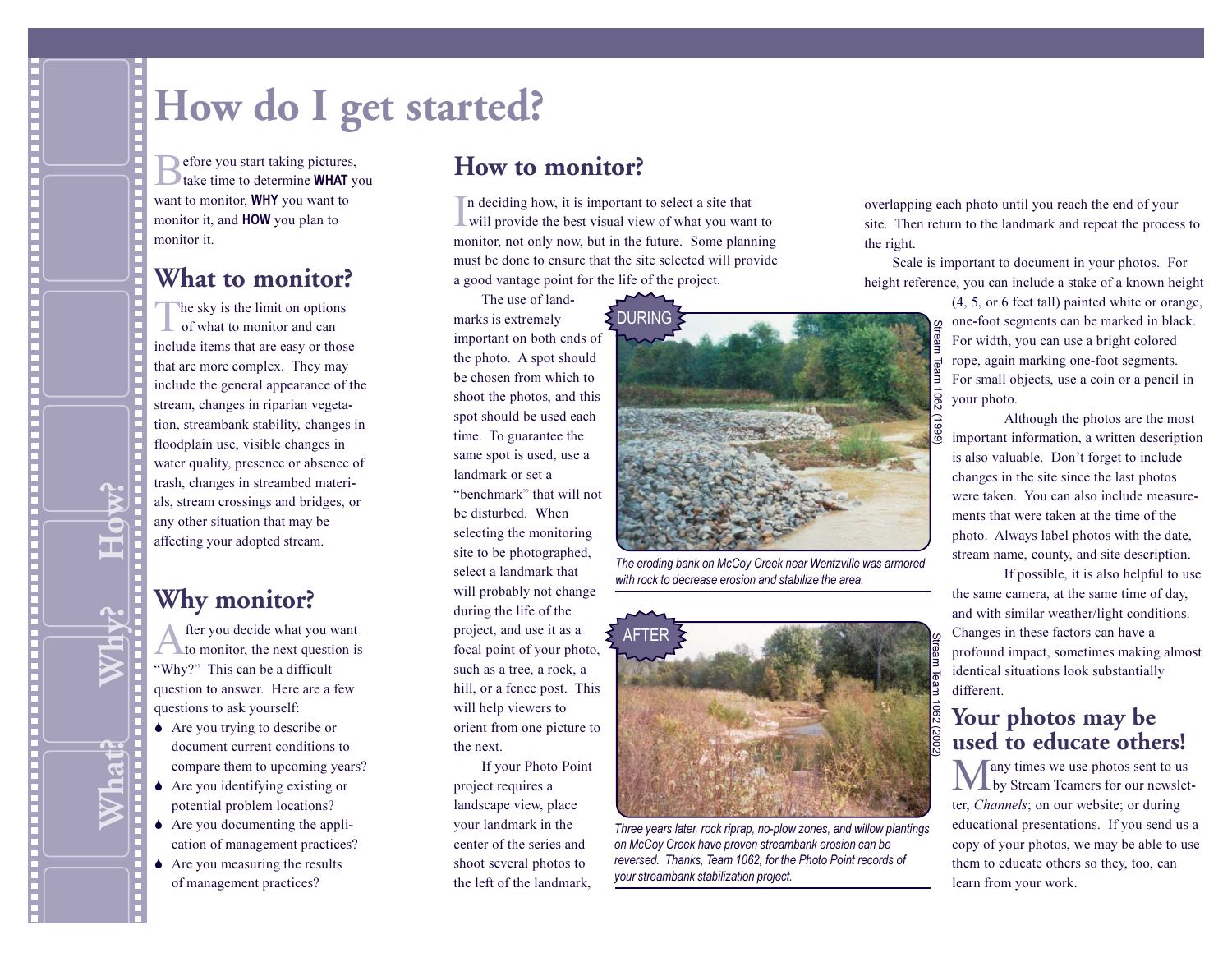# How do I get started?

Before you start taking pictures, take time to determine **WHAT** you want to monitor, **WHY** you want to monitor it, and **HOW** you plan to monitor it.

## What to monitor?

The sky is the limit on options of what to monitor and can include items that are easy or those that are more complex. They may include the general appearance of the stream, changes in riparian vegetation, streambank stability, changes in floodplain use, visible changes in water quality, presence or absence of trash, changes in streambed materials, stream crossings and bridges, or any other situation that may be affecting your adopted stream.

## Why monitor?

After you decide what you want to monitor, the next question is "Why?" This can be a difficult question to answer. Here are a few questions to ask yourself:

- Are you trying to describe or document current conditions to compare them to upcoming years?
- Are you identifying existing or potential problem locations?
- Are you documenting the application of management practices?
- Are you measuring the results of management practices?

## How to monitor?

In deciding how, it is important to select a site that will provide the best visual view of what you want to monitor, not only now, but in the future. Some planning must be done to ensure that the site selected will provide a good vantage point for the life of the project.

The use of landmarks is extremely important on both ends of the photo. A spot should be chosen from which to shoot the photos, and this spot should be used each time. To guarantee the same spot is used, use a landmark or set a "benchmark" that will not be disturbed. When selecting the monitoring site to be photographed, select a landmark that will probably not change during the life of the project, and use it as a focal point of your photo, such as a tree, a rock, a hill, or a fence post. This will help viewers to orient from one picture to the next.

If your Photo Point project requires a landscape view, place your landmark in the center of the series and shoot several photos to the left of the landmark, overlapping each photo until you reach the end of your site. Then return to the landmark and repeat the process to the right.

DURING

Stream Team 1062 (1999)

*The eroding bank on McCoy Creek near Wentzville was armored with rock to decrease erosion and stabilize the area.*

AFTER

Stream Team 1062 (2002)

*Three years later, rock riprap, no-plow zones, and willow plantings on McCoy Creek have proven streambank erosion can be reversed. Thanks, Team 1062, for the Photo Point records of your streambank stabilization project.*

Scale is important to document in your photos. For height reference, you can include a stake of a known height (4, 5, or 6 feet tall) painted white or orange, one-foot segments can be marked in black. For width, you can use a bright colored rope, again marking one-foot segments. For small objects, use a coin or a pencil in your photo.

Although the photos are the most important information, a written description is also valuable. Don't forget to include changes in the site since the last photos were taken. You can also include measurements that were taken at the time of the photo. Always label photos with the date, stream name, county, and site description.

If possible, it is also helpful to use the same camera, at the same time of day, and with similar weather/light conditions. Changes in these factors can have a profound impact, sometimes making almost identical situations look substantially different.

## Your photos may be used to educate others!

Many times we use photos sent to us by Stream Teamers for our newsletter, *Channels*; on our website; or during educational presentations. If you send us a copy of your photos, we may be able to use them to educate others so they, too, can learn from your work.